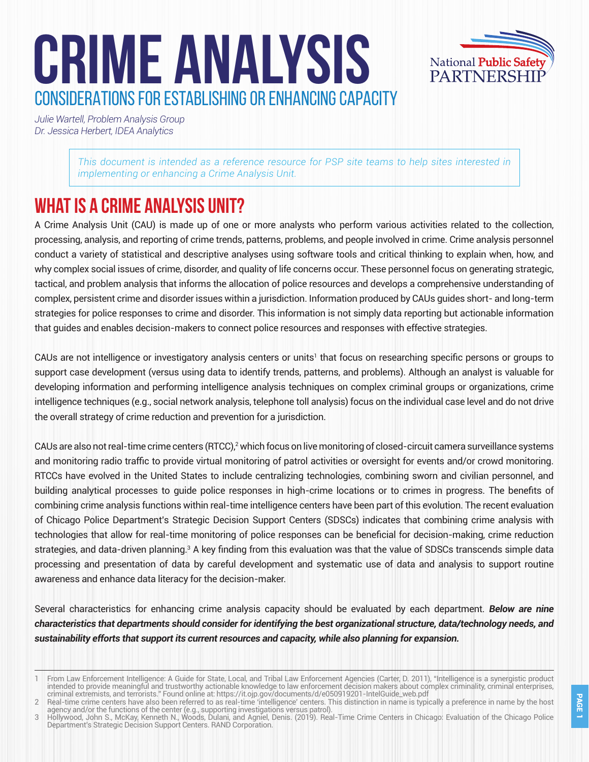# CRIME ANALYSIS

## CONSIDERATIONS FOR ESTABLISHING OR ENHANCING CAPACITY

*Julie Wartell, Problem Analysis Group*
*Dr. Jessica Herbert, IDEA Analytics*

*This document is intended as a reference resource for PSP site teams to help sites interested in implementing or enhancing a Crime Analysis Unit.*

## WHAT IS A CRIME ANALYSIS UNIT?

A Crime Analysis Unit (CAU) is made up of one or more analysts who perform various activities related to the collection, processing, analysis, and reporting of crime trends, patterns, problems, and people involved in crime. Crime analysis personnel conduct a variety of statistical and descriptive analyses using software tools and critical thinking to explain when, how, and why complex social issues of crime, disorder, and quality of life concerns occur. These personnel focus on generating strategic, tactical, and problem analysis that informs the allocation of police resources and develops a comprehensive understanding of complex, persistent crime and disorder issues within a jurisdiction. Information produced by CAUs guides short- and long-term strategies for police responses to crime and disorder. This information is not simply data reporting but actionable information that guides and enables decision-makers to connect police resources and responses with effective strategies.

CAUs are not intelligence or investigatory analysis centers or units[1] that focus on researching specific persons or groups to support case development (versus using data to identify trends, patterns, and problems). Although an analyst is valuable for developing information and performing intelligence analysis techniques on complex criminal groups or organizations, crime intelligence techniques (e.g., social network analysis, telephone toll analysis) focus on the individual case level and do not drive the overall strategy of crime reduction and prevention for a jurisdiction.

CAUs are also not real-time crime centers (RTCC),[2] which focus on live monitoring of closed-circuit camera surveillance systems and monitoring radio traffic to provide virtual monitoring of patrol activities or oversight for events and/or crowd monitoring. RTCCs have evolved in the United States to include centralizing technologies, combining sworn and civilian personnel, and building analytical processes to guide police responses in high-crime locations or to crimes in progress. The benefits of combining crime analysis functions within real-time intelligence centers have been part of this evolution. The recent evaluation of Chicago Police Department's Strategic Decision Support Centers (SDSCs) indicates that combining crime analysis with technologies that allow for real-time monitoring of police responses can be beneficial for decision-making, crime reduction strategies, and data-driven planning.[3] A key finding from this evaluation was that the value of SDSCs transcends simple data processing and presentation of data by careful development and systematic use of data and analysis to support routine awareness and enhance data literacy for the decision-maker.

Several characteristics for enhancing crime analysis capacity should be evaluated by each department. ***Below are nine characteristics that departments should consider for identifying the best organizational structure, data/technology needs, and sustainability efforts that support its current resources and capacity, while also planning for expansion.***

---

1 From Law Enforcement Intelligence: A Guide for State, Local, and Tribal Law Enforcement Agencies (Carter, D. 2011), "Intelligence is a synergistic product intended to provide meaningful and trustworthy actionable knowledge to law enforcement decision makers about complex criminality, criminal enterprises, criminal extremists, and terrorists." Found online at: https://it.ojp.gov/documents/d/e050919201-IntelGuide_web.pdf

2 Real-time crime centers have also been referred to as real-time 'intelligence' centers. This distinction in name is typically a preference in name by the host agency and/or the functions of the center (e.g., supporting investigations versus patrol).

3 Hollywood, John S., McKay, Kenneth N., Woods, Dulani, and Agniel, Denis. (2019). Real-Time Crime Centers in Chicago: Evaluation of the Chicago Police Department's Strategic Decision Support Centers. RAND Corporation.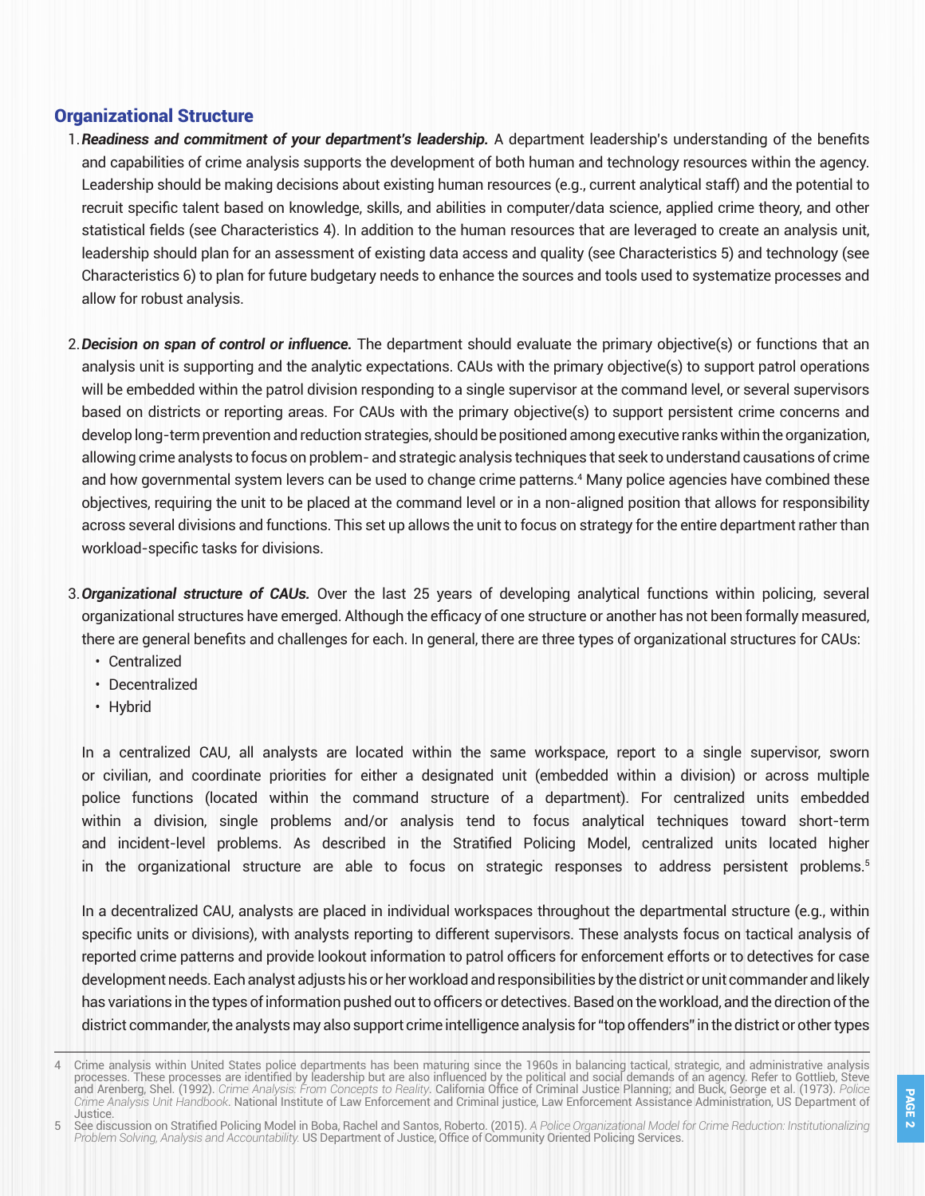## Organizational Structure

1. ***Readiness and commitment of your department's leadership.*** A department leadership's understanding of the benefits and capabilities of crime analysis supports the development of both human and technology resources within the agency. Leadership should be making decisions about existing human resources (e.g., current analytical staff) and the potential to recruit specific talent based on knowledge, skills, and abilities in computer/data science, applied crime theory, and other statistical fields (see Characteristics 4). In addition to the human resources that are leveraged to create an analysis unit, leadership should plan for an assessment of existing data access and quality (see Characteristics 5) and technology (see Characteristics 6) to plan for future budgetary needs to enhance the sources and tools used to systematize processes and allow for robust analysis.

2. ***Decision on span of control or influence.*** The department should evaluate the primary objective(s) or functions that an analysis unit is supporting and the analytic expectations. CAUs with the primary objective(s) to support patrol operations will be embedded within the patrol division responding to a single supervisor at the command level, or several supervisors based on districts or reporting areas. For CAUs with the primary objective(s) to support persistent crime concerns and develop long-term prevention and reduction strategies, should be positioned among executive ranks within the organization, allowing crime analysts to focus on problem- and strategic analysis techniques that seek to understand causations of crime and how governmental system levers can be used to change crime patterns.[4] Many police agencies have combined these objectives, requiring the unit to be placed at the command level or in a non-aligned position that allows for responsibility across several divisions and functions. This set up allows the unit to focus on strategy for the entire department rather than workload-specific tasks for divisions.

3. ***Organizational structure of CAUs.*** Over the last 25 years of developing analytical functions within policing, several organizational structures have emerged. Although the efficacy of one structure or another has not been formally measured, there are general benefits and challenges for each. In general, there are three types of organizational structures for CAUs:
   - Centralized
   - Decentralized
   - Hybrid

   In a centralized CAU, all analysts are located within the same workspace, report to a single supervisor, sworn or civilian, and coordinate priorities for either a designated unit (embedded within a division) or across multiple police functions (located within the command structure of a department). For centralized units embedded within a division, single problems and/or analysis tend to focus analytical techniques toward short-term and incident-level problems. As described in the Stratified Policing Model, centralized units located higher in the organizational structure are able to focus on strategic responses to address persistent problems.[5]

   In a decentralized CAU, analysts are placed in individual workspaces throughout the departmental structure (e.g., within specific units or divisions), with analysts reporting to different supervisors. These analysts focus on tactical analysis of reported crime patterns and provide lookout information to patrol officers for enforcement efforts or to detectives for case development needs. Each analyst adjusts his or her workload and responsibilities by the district or unit commander and likely has variations in the types of information pushed out to officers or detectives. Based on the workload, and the direction of the district commander, the analysts may also support crime intelligence analysis for "top offenders" in the district or other types

---

4 Crime analysis within United States police departments has been maturing since the 1960s in balancing tactical, strategic, and administrative analysis processes. These processes are identified by leadership but are also influenced by the political and social demands of an agency. Refer to Gottlieb, Steve and Arenberg, Shel. (1992). *Crime Analysis: From Concepts to Reality*. California Office of Criminal Justice Planning; and Buck, George et al. (1973). *Police Crime Analysis Unit Handbook*. National Institute of Law Enforcement and Criminal justice, Law Enforcement Assistance Administration, US Department of Justice.

5 See discussion on Stratified Policing Model in Boba, Rachel and Santos, Roberto. (2015). *A Police Organizational Model for Crime Reduction: Institutionalizing Problem Solving, Analysis and Accountability.* US Department of Justice, Office of Community Oriented Policing Services.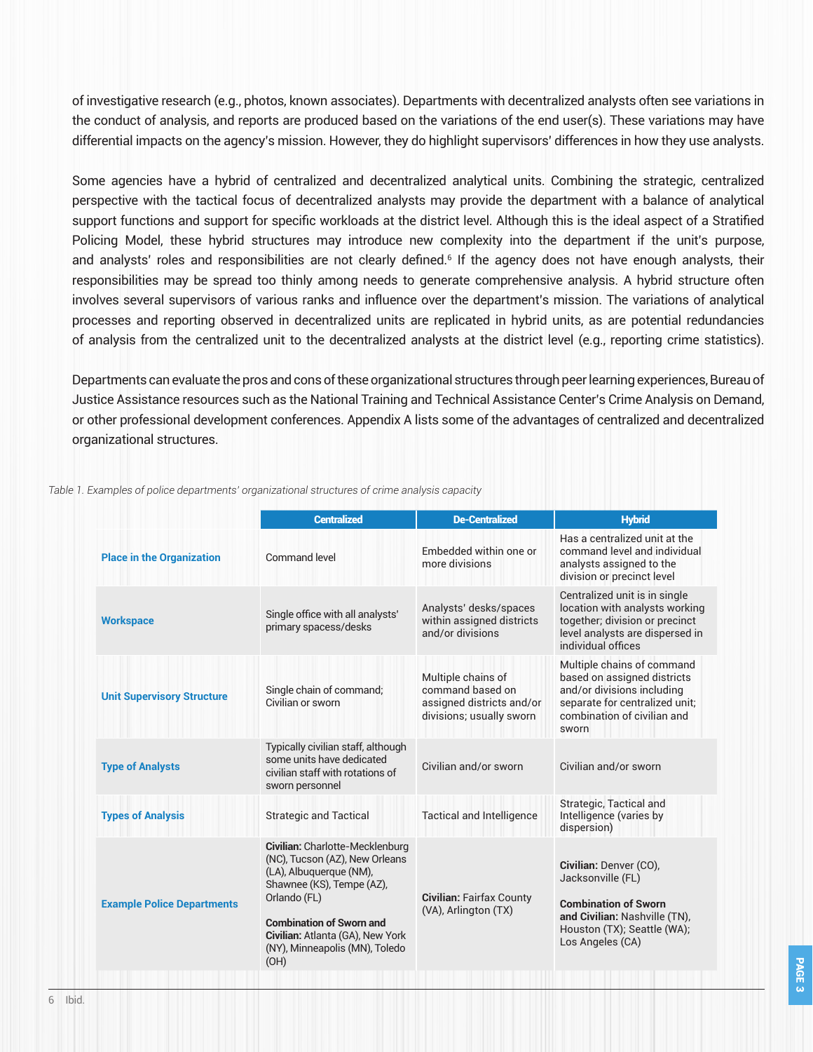of investigative research (e.g., photos, known associates). Departments with decentralized analysts often see variations in the conduct of analysis, and reports are produced based on the variations of the end user(s). These variations may have differential impacts on the agency's mission. However, they do highlight supervisors' differences in how they use analysts.

Some agencies have a hybrid of centralized and decentralized analytical units. Combining the strategic, centralized perspective with the tactical focus of decentralized analysts may provide the department with a balance of analytical support functions and support for specific workloads at the district level. Although this is the ideal aspect of a Stratified Policing Model, these hybrid structures may introduce new complexity into the department if the unit's purpose, and analysts' roles and responsibilities are not clearly defined.[6] If the agency does not have enough analysts, their responsibilities may be spread too thinly among needs to generate comprehensive analysis. A hybrid structure often involves several supervisors of various ranks and influence over the department's mission. The variations of analytical processes and reporting observed in decentralized units are replicated in hybrid units, as are potential redundancies of analysis from the centralized unit to the decentralized analysts at the district level (e.g., reporting crime statistics).

Departments can evaluate the pros and cons of these organizational structures through peer learning experiences, Bureau of Justice Assistance resources such as the National Training and Technical Assistance Center's Crime Analysis on Demand, or other professional development conferences. Appendix A lists some of the advantages of centralized and decentralized organizational structures.

*Table 1. Examples of police departments' organizational structures of crime analysis capacity*

| | Centralized | De-Centralized | Hybrid |
|---|---|---|---|
| **Place in the Organization** | Command level | Embedded within one or more divisions | Has a centralized unit at the command level and individual analysts assigned to the division or precinct level |
| **Workspace** | Single office with all analysts' primary spacess/desks | Analysts' desks/spaces within assigned districts and/or divisions | Centralized unit is in single location with analysts working together; division or precinct level analysts are dispersed in individual offices |
| **Unit Supervisory Structure** | Single chain of command; Civilian or sworn | Multiple chains of command based on assigned districts and/or divisions; usually sworn | Multiple chains of command based on assigned districts and/or divisions including separate for centralized unit; combination of civilian and sworn |
| **Type of Analysts** | Typically civilian staff, although some units have dedicated civilian staff with rotations of sworn personnel | Civilian and/or sworn | Civilian and/or sworn |
| **Types of Analysis** | Strategic and Tactical | Tactical and Intelligence | Strategic, Tactical and Intelligence (varies by dispersion) |
| **Example Police Departments** | **Civilian:** Charlotte-Mecklenburg (NC), Tucson (AZ), New Orleans (LA), Albuquerque (NM), Shawnee (KS), Tempe (AZ), Orlando (FL)<br><br>**Combination of Sworn and Civilian:** Atlanta (GA), New York (NY), Minneapolis (MN), Toledo (OH) | **Civilian:** Fairfax County (VA), Arlington (TX) | **Civilian:** Denver (CO), Jacksonville (FL)<br><br>**Combination of Sworn and Civilian:** Nashville (TN), Houston (TX); Seattle (WA); Los Angeles (CA) |

6 Ibid.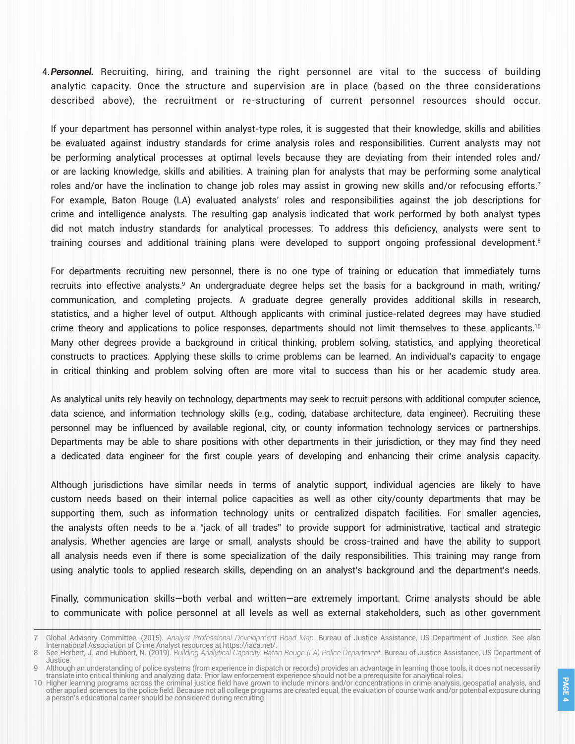4. ***Personnel.*** Recruiting, hiring, and training the right personnel are vital to the success of building analytic capacity. Once the structure and supervision are in place (based on the three considerations described above), the recruitment or re-structuring of current personnel resources should occur.

   If your department has personnel within analyst-type roles, it is suggested that their knowledge, skills and abilities be evaluated against industry standards for crime analysis roles and responsibilities. Current analysts may not be performing analytical processes at optimal levels because they are deviating from their intended roles and/or are lacking knowledge, skills and abilities. A training plan for analysts that may be performing some analytical roles and/or have the inclination to change job roles may assist in growing new skills and/or refocusing efforts.[7] For example, Baton Rouge (LA) evaluated analysts' roles and responsibilities against the job descriptions for crime and intelligence analysts. The resulting gap analysis indicated that work performed by both analyst types did not match industry standards for analytical processes. To address this deficiency, analysts were sent to training courses and additional training plans were developed to support ongoing professional development.[8]

   For departments recruiting new personnel, there is no one type of training or education that immediately turns recruits into effective analysts.[9] An undergraduate degree helps set the basis for a background in math, writing/communication, and completing projects. A graduate degree generally provides additional skills in research, statistics, and a higher level of output. Although applicants with criminal justice-related degrees may have studied crime theory and applications to police responses, departments should not limit themselves to these applicants.[10] Many other degrees provide a background in critical thinking, problem solving, statistics, and applying theoretical constructs to practices. Applying these skills to crime problems can be learned. An individual's capacity to engage in critical thinking and problem solving often are more vital to success than his or her academic study area.

   As analytical units rely heavily on technology, departments may seek to recruit persons with additional computer science, data science, and information technology skills (e.g., coding, database architecture, data engineer). Recruiting these personnel may be influenced by available regional, city, or county information technology services or partnerships. Departments may be able to share positions with other departments in their jurisdiction, or they may find they need a dedicated data engineer for the first couple years of developing and enhancing their crime analysis capacity.

   Although jurisdictions have similar needs in terms of analytic support, individual agencies are likely to have custom needs based on their internal police capacities as well as other city/county departments that may be supporting them, such as information technology units or centralized dispatch facilities. For smaller agencies, the analysts often needs to be a "jack of all trades" to provide support for administrative, tactical and strategic analysis. Whether agencies are large or small, analysts should be cross-trained and have the ability to support all analysis needs even if there is some specialization of the daily responsibilities. This training may range from using analytic tools to applied research skills, depending on an analyst's background and the department's needs.

   Finally, communication skills—both verbal and written—are extremely important. Crime analysts should be able to communicate with police personnel at all levels as well as external stakeholders, such as other government

---

7 Global Advisory Committee. (2015). *Analyst Professional Development Road Map.* Bureau of Justice Assistance, US Department of Justice. See also International Association of Crime Analyst resources at https://iaca.net/.

8 See Herbert, J. and Hubbert, N. (2019). *Building Analytical Capacity: Baton Rouge (LA) Police Department.* Bureau of Justice Assistance, US Department of Justice.

9 Although an understanding of police systems (from experience in dispatch or records) provides an advantage in learning those tools, it does not necessarily translate into critical thinking and analyzing data. Prior law enforcement experience should not be a prerequisite for analytical roles.

10 Higher learning programs across the criminal justice field have grown to include minors and/or concentrations in crime analysis, geospatial analysis, and other applied sciences to the police field. Because not all college programs are created equal, the evaluation of course work and/or potential exposure during a person's educational career should be considered during recruiting.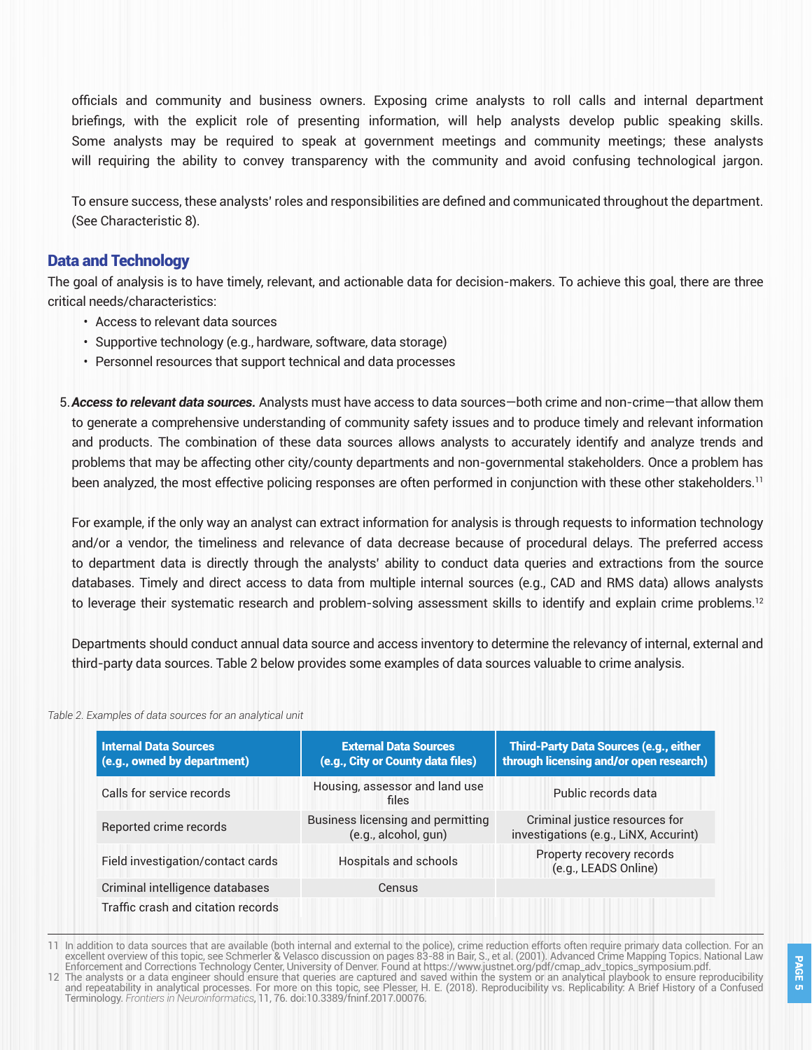officials and community and business owners. Exposing crime analysts to roll calls and internal department briefings, with the explicit role of presenting information, will help analysts develop public speaking skills. Some analysts may be required to speak at government meetings and community meetings; these analysts will requiring the ability to convey transparency with the community and avoid confusing technological jargon.

To ensure success, these analysts' roles and responsibilities are defined and communicated throughout the department. (See Characteristic 8).

## Data and Technology

The goal of analysis is to have timely, relevant, and actionable data for decision-makers. To achieve this goal, there are three critical needs/characteristics:

- Access to relevant data sources
- Supportive technology (e.g., hardware, software, data storage)
- Personnel resources that support technical and data processes

5. ***Access to relevant data sources.*** Analysts must have access to data sources—both crime and non-crime—that allow them to generate a comprehensive understanding of community safety issues and to produce timely and relevant information and products. The combination of these data sources allows analysts to accurately identify and analyze trends and problems that may be affecting other city/county departments and non-governmental stakeholders. Once a problem has been analyzed, the most effective policing responses are often performed in conjunction with these other stakeholders.[11]

   For example, if the only way an analyst can extract information for analysis is through requests to information technology and/or a vendor, the timeliness and relevance of data decrease because of procedural delays. The preferred access to department data is directly through the analysts' ability to conduct data queries and extractions from the source databases. Timely and direct access to data from multiple internal sources (e.g., CAD and RMS data) allows analysts to leverage their systematic research and problem-solving assessment skills to identify and explain crime problems.[12]

   Departments should conduct annual data source and access inventory to determine the relevancy of internal, external and third-party data sources. Table 2 below provides some examples of data sources valuable to crime analysis.

*Table 2. Examples of data sources for an analytical unit*

| Internal Data Sources (e.g., owned by department) | External Data Sources (e.g., City or County data files) | Third-Party Data Sources (e.g., either through licensing and/or open research) |
|---|---|---|
| Calls for service records | Housing, assessor and land use files | Public records data |
| Reported crime records | Business licensing and permitting (e.g., alcohol, gun) | Criminal justice resources for investigations (e.g., LiNX, Accurint) |
| Field investigation/contact cards | Hospitals and schools | Property recovery records (e.g., LEADS Online) |
| Criminal intelligence databases | Census | |
| Traffic crash and citation records | | |

11 In addition to data sources that are available (both internal and external to the police), crime reduction efforts often require primary data collection. For an excellent overview of this topic, see Schmerler & Velasco discussion on pages 83-88 in Bair, S., et al. (2001). Advanced Crime Mapping Topics. National Law Enforcement and Corrections Technology Center, University of Denver. Found at https://www.justnet.org/pdf/cmap_adv_topics_symposium.pdf.

12 The analysts or a data engineer should ensure that queries are captured and saved within the system or an analytical playbook to ensure reproducibility and repeatability in analytical processes. For more on this topic, see Plesser, H. E. (2018). Reproducibility vs. Replicability: A Brief History of a Confused Terminology. *Frontiers in Neuroinformatics*, 11, 76. doi:10.3389/fninf.2017.00076.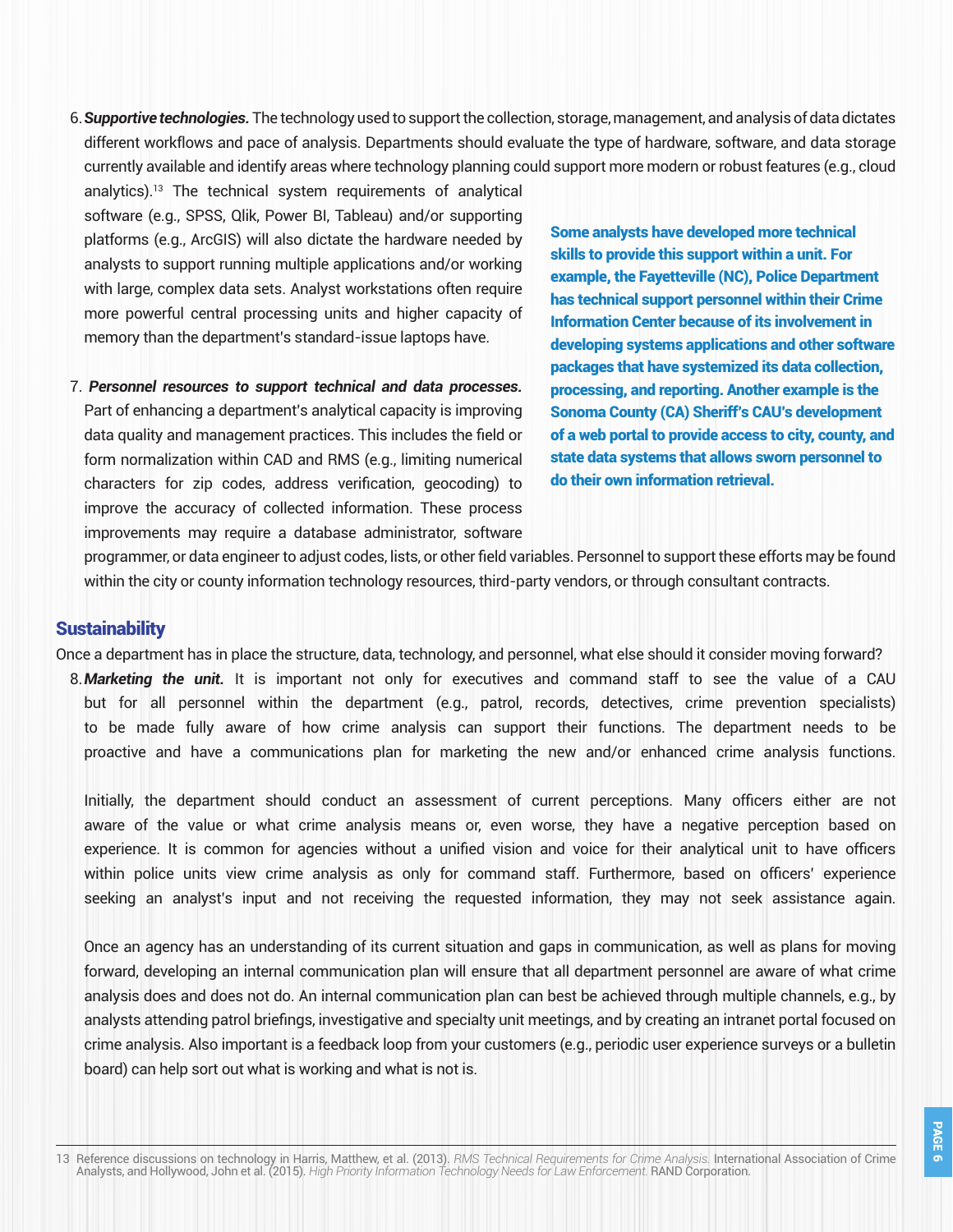6. ***Supportive technologies.*** The technology used to support the collection, storage, management, and analysis of data dictates different workflows and pace of analysis. Departments should evaluate the type of hardware, software, and data storage currently available and identify areas where technology planning could support more modern or robust features (e.g., cloud analytics).[13] The technical system requirements of analytical software (e.g., SPSS, Qlik, Power BI, Tableau) and/or supporting platforms (e.g., ArcGIS) will also dictate the hardware needed by analysts to support running multiple applications and/or working with large, complex data sets. Analyst workstations often require more powerful central processing units and higher capacity of memory than the department's standard-issue laptops have.

7. ***Personnel resources to support technical and data processes.*** Part of enhancing a department's analytical capacity is improving data quality and management practices. This includes the field or form normalization within CAD and RMS (e.g., limiting numerical characters for zip codes, address verification, geocoding) to improve the accuracy of collected information. These process improvements may require a database administrator, software programmer, or data engineer to adjust codes, lists, or other field variables. Personnel to support these efforts may be found within the city or county information technology resources, third-party vendors, or through consultant contracts.

**Some analysts have developed more technical skills to provide this support within a unit. For example, the Fayetteville (NC), Police Department has technical support personnel within their Crime Information Center because of its involvement in developing systems applications and other software packages that have systemized its data collection, processing, and reporting. Another example is the Sonoma County (CA) Sheriff's CAU's development of a web portal to provide access to city, county, and state data systems that allows sworn personnel to do their own information retrieval.**

## Sustainability

Once a department has in place the structure, data, technology, and personnel, what else should it consider moving forward?

8. ***Marketing the unit.*** It is important not only for executives and command staff to see the value of a CAU but for all personnel within the department (e.g., patrol, records, detectives, crime prevention specialists) to be made fully aware of how crime analysis can support their functions. The department needs to be proactive and have a communications plan for marketing the new and/or enhanced crime analysis functions.

   Initially, the department should conduct an assessment of current perceptions. Many officers either are not aware of the value or what crime analysis means or, even worse, they have a negative perception based on experience. It is common for agencies without a unified vision and voice for their analytical unit to have officers within police units view crime analysis as only for command staff. Furthermore, based on officers' experience seeking an analyst's input and not receiving the requested information, they may not seek assistance again.

   Once an agency has an understanding of its current situation and gaps in communication, as well as plans for moving forward, developing an internal communication plan will ensure that all department personnel are aware of what crime analysis does and does not do. An internal communication plan can best be achieved through multiple channels, e.g., by analysts attending patrol briefings, investigative and specialty unit meetings, and by creating an intranet portal focused on crime analysis. Also important is a feedback loop from your customers (e.g., periodic user experience surveys or a bulletin board) can help sort out what is working and what is not is.

---

13 Reference discussions on technology in Harris, Matthew, et al. (2013). *RMS Technical Requirements for Crime Analysis.* International Association of Crime Analysts, and Hollywood, John et al. (2015). *High Priority Information Technology Needs for Law Enforcement.* RAND Corporation.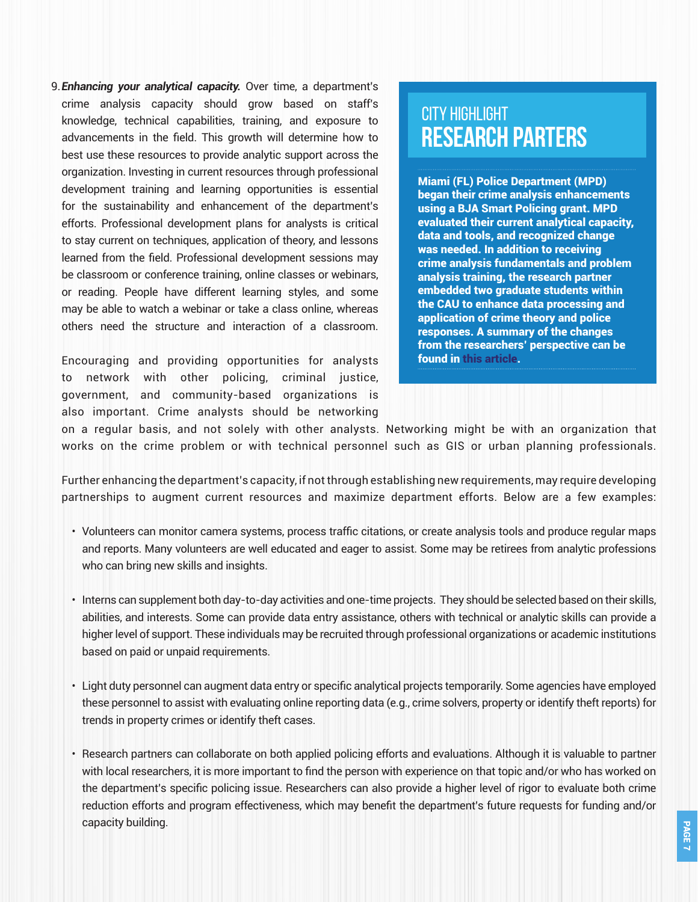9. ***Enhancing your analytical capacity.*** Over time, a department's crime analysis capacity should grow based on staff's knowledge, technical capabilities, training, and exposure to advancements in the field. This growth will determine how to best use these resources to provide analytic support across the organization. Investing in current resources through professional development training and learning opportunities is essential for the sustainability and enhancement of the department's efforts. Professional development plans for analysts is critical to stay current on techniques, application of theory, and lessons learned from the field. Professional development sessions may be classroom or conference training, online classes or webinars, or reading. People have different learning styles, and some may be able to watch a webinar or take a class online, whereas others need the structure and interaction of a classroom.

   Encouraging and providing opportunities for analysts to network with other policing, criminal justice, government, and community-based organizations is also important. Crime analysts should be networking on a regular basis, and not solely with other analysts. Networking might be with an organization that works on the crime problem or with technical personnel such as GIS or urban planning professionals.

   Further enhancing the department's capacity, if not through establishing new requirements, may require developing partnerships to augment current resources and maximize department efforts. Below are a few examples:

   - Volunteers can monitor camera systems, process traffic citations, or create analysis tools and produce regular maps and reports. Many volunteers are well educated and eager to assist. Some may be retirees from analytic professions who can bring new skills and insights.

   - Interns can supplement both day-to-day activities and one-time projects. They should be selected based on their skills, abilities, and interests. Some can provide data entry assistance, others with technical or analytic skills can provide a higher level of support. These individuals may be recruited through professional organizations or academic institutions based on paid or unpaid requirements.

   - Light duty personnel can augment data entry or specific analytical projects temporarily. Some agencies have employed these personnel to assist with evaluating online reporting data (e.g., crime solvers, property or identify theft reports) for trends in property crimes or identify theft cases.

   - Research partners can collaborate on both applied policing efforts and evaluations. Although it is valuable to partner with local researchers, it is more important to find the person with experience on that topic and/or who has worked on the department's specific policing issue. Researchers can also provide a higher level of rigor to evaluate both crime reduction efforts and program effectiveness, which may benefit the department's future requests for funding and/or capacity building.

## CITY HIGHLIGHT
## RESEARCH PARTERS

**Miami (FL) Police Department (MPD) began their crime analysis enhancements using a BJA Smart Policing grant. MPD evaluated their current analytical capacity, data and tools, and recognized change was needed. In addition to receiving crime analysis fundamentals and problem analysis training, the research partner embedded two graduate students within the CAU to enhance data processing and application of crime theory and police responses. A summary of the changes from the researchers' perspective can be found in this article.**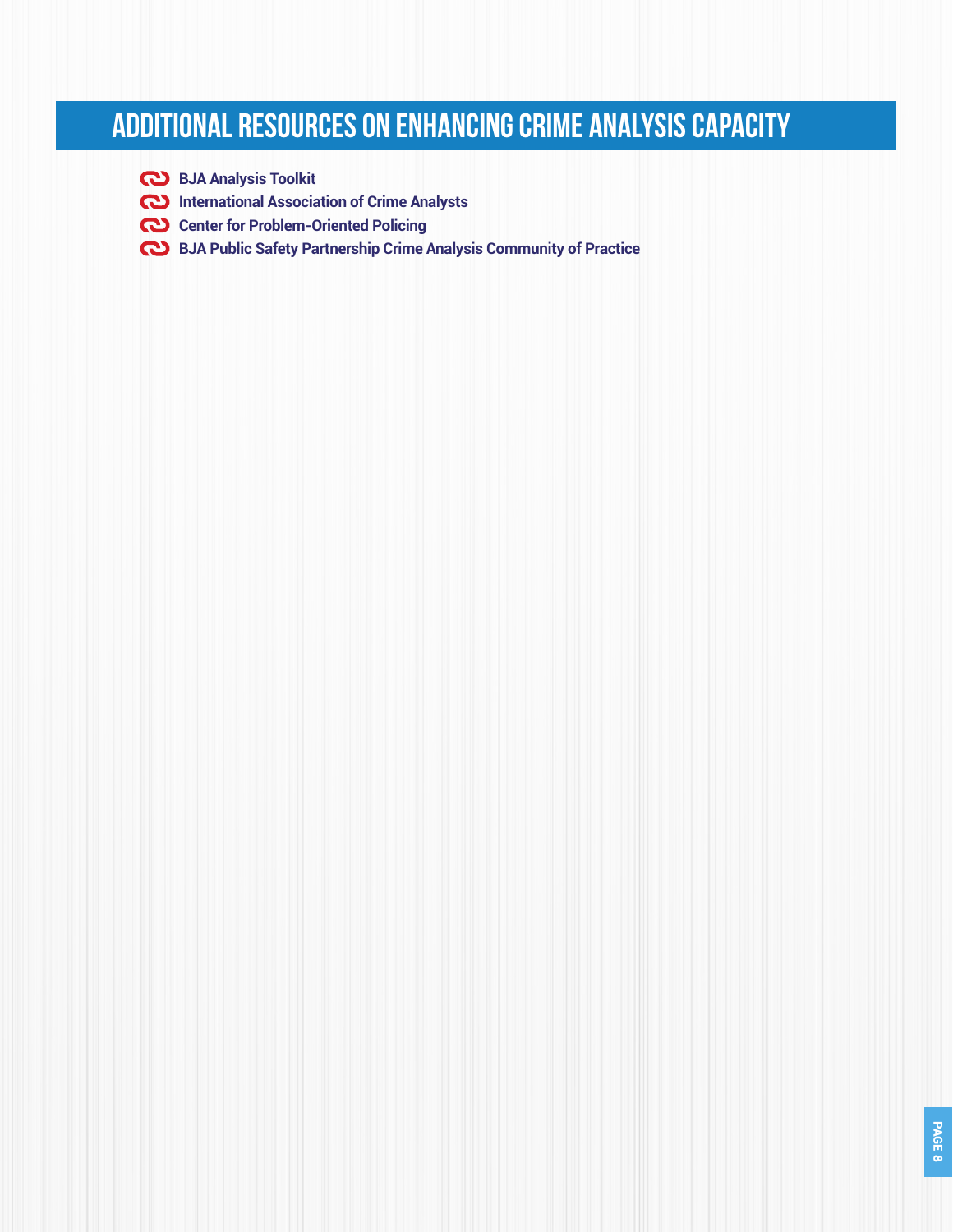# ADDITIONAL RESOURCES ON ENHANCING CRIME ANALYSIS CAPACITY

- **BJA Analysis Toolkit**
- **International Association of Crime Analysts**
- **Center for Problem-Oriented Policing**
- **BJA Public Safety Partnership Crime Analysis Community of Practice**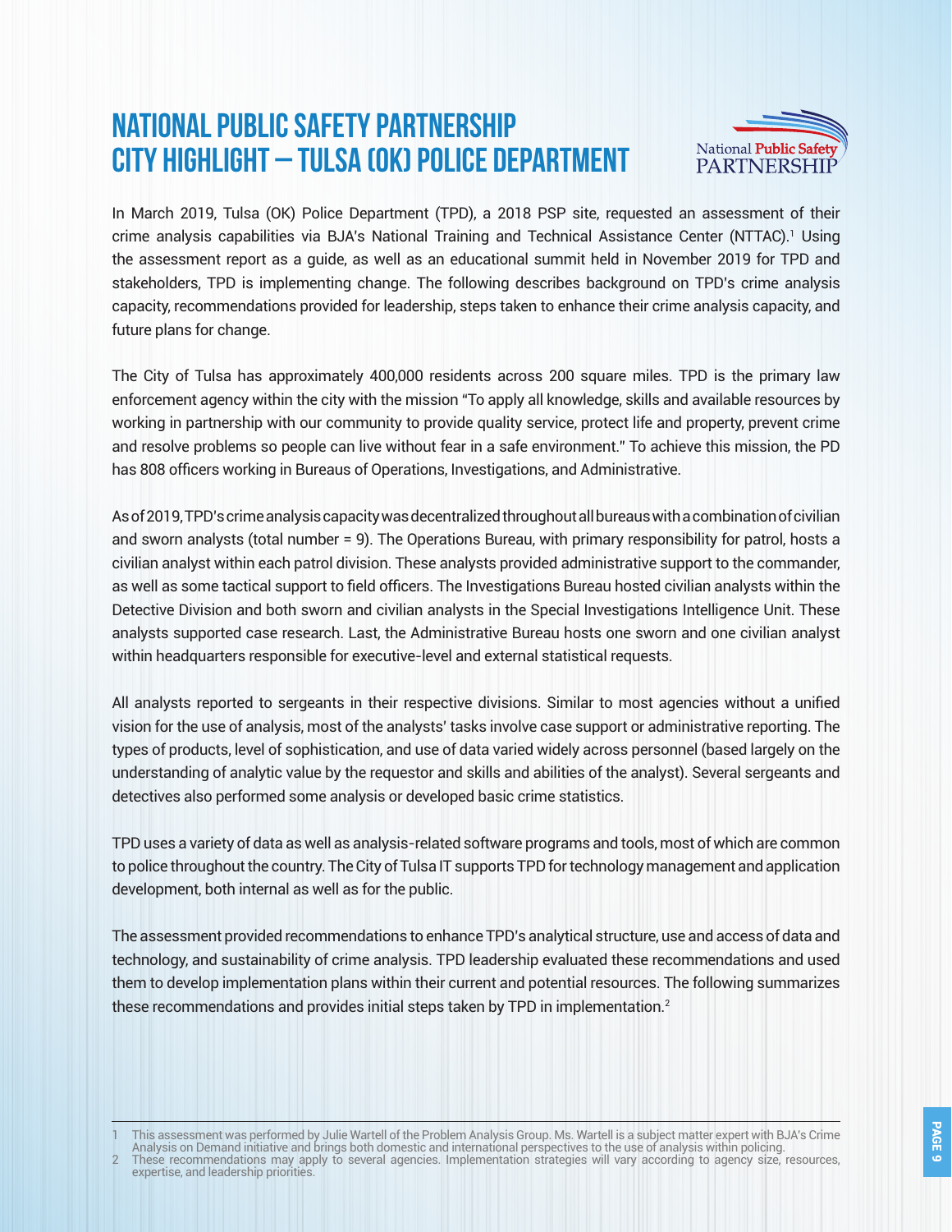# NATIONAL PUBLIC SAFETY PARTNERSHIP CITY HIGHLIGHT — TULSA (OK) POLICE DEPARTMENT

In March 2019, Tulsa (OK) Police Department (TPD), a 2018 PSP site, requested an assessment of their crime analysis capabilities via BJA's National Training and Technical Assistance Center (NTTAC).[1] Using the assessment report as a guide, as well as an educational summit held in November 2019 for TPD and stakeholders, TPD is implementing change. The following describes background on TPD's crime analysis capacity, recommendations provided for leadership, steps taken to enhance their crime analysis capacity, and future plans for change.

The City of Tulsa has approximately 400,000 residents across 200 square miles. TPD is the primary law enforcement agency within the city with the mission "To apply all knowledge, skills and available resources by working in partnership with our community to provide quality service, protect life and property, prevent crime and resolve problems so people can live without fear in a safe environment." To achieve this mission, the PD has 808 officers working in Bureaus of Operations, Investigations, and Administrative.

As of 2019, TPD's crime analysis capacity was decentralized throughout all bureaus with a combination of civilian and sworn analysts (total number = 9). The Operations Bureau, with primary responsibility for patrol, hosts a civilian analyst within each patrol division. These analysts provided administrative support to the commander, as well as some tactical support to field officers. The Investigations Bureau hosted civilian analysts within the Detective Division and both sworn and civilian analysts in the Special Investigations Intelligence Unit. These analysts supported case research. Last, the Administrative Bureau hosts one sworn and one civilian analyst within headquarters responsible for executive-level and external statistical requests.

All analysts reported to sergeants in their respective divisions. Similar to most agencies without a unified vision for the use of analysis, most of the analysts' tasks involve case support or administrative reporting. The types of products, level of sophistication, and use of data varied widely across personnel (based largely on the understanding of analytic value by the requestor and skills and abilities of the analyst). Several sergeants and detectives also performed some analysis or developed basic crime statistics.

TPD uses a variety of data as well as analysis-related software programs and tools, most of which are common to police throughout the country. The City of Tulsa IT supports TPD for technology management and application development, both internal as well as for the public.

The assessment provided recommendations to enhance TPD's analytical structure, use and access of data and technology, and sustainability of crime analysis. TPD leadership evaluated these recommendations and used them to develop implementation plans within their current and potential resources. The following summarizes these recommendations and provides initial steps taken by TPD in implementation.[2]

1 This assessment was performed by Julie Wartell of the Problem Analysis Group. Ms. Wartell is a subject matter expert with BJA's Crime Analysis on Demand initiative and brings both domestic and international perspectives to the use of analysis within policing.

2 These recommendations may apply to several agencies. Implementation strategies will vary according to agency size, resources, expertise, and leadership priorities.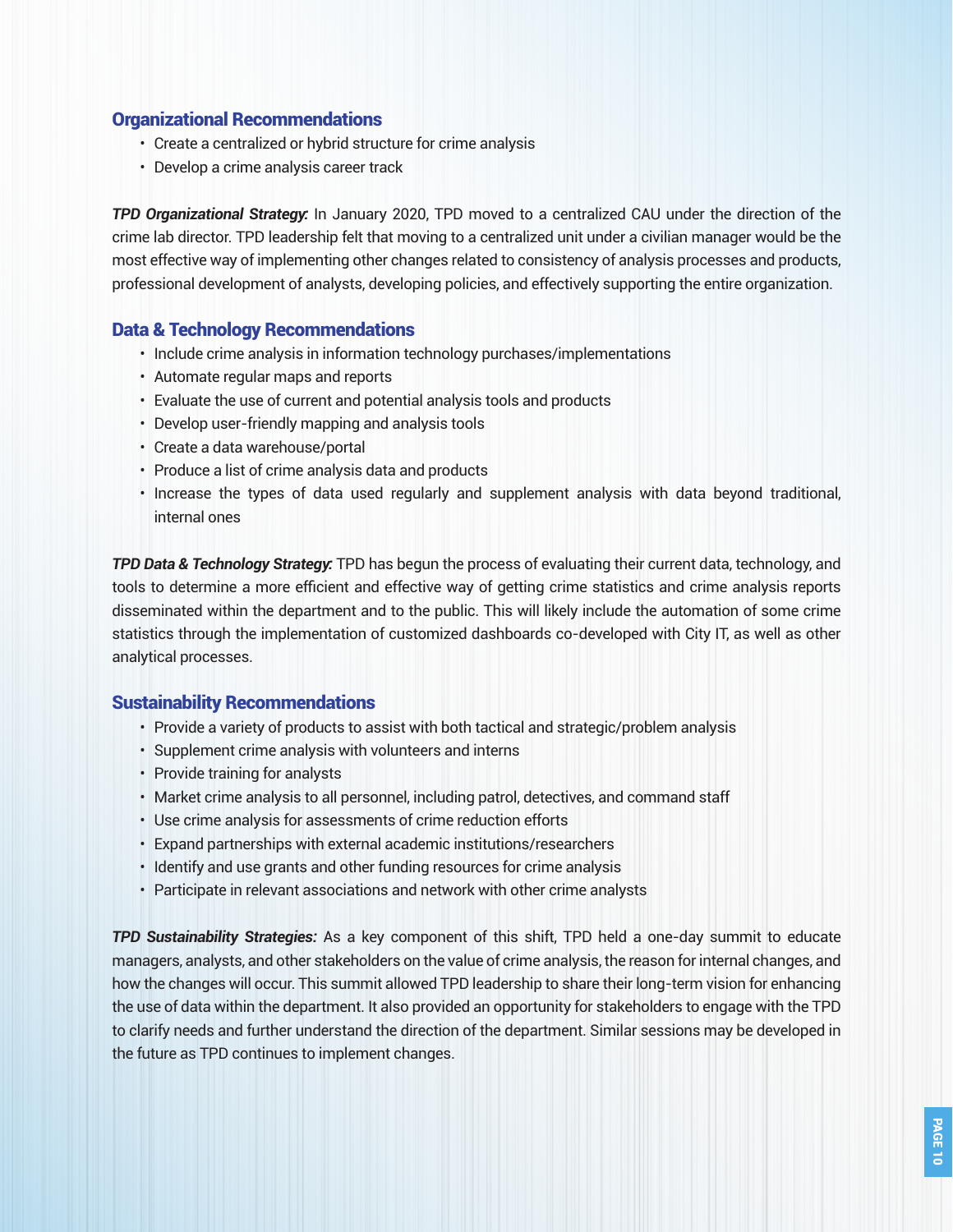## Organizational Recommendations

- Create a centralized or hybrid structure for crime analysis
- Develop a crime analysis career track

***TPD Organizational Strategy:*** In January 2020, TPD moved to a centralized CAU under the direction of the crime lab director. TPD leadership felt that moving to a centralized unit under a civilian manager would be the most effective way of implementing other changes related to consistency of analysis processes and products, professional development of analysts, developing policies, and effectively supporting the entire organization.

## Data & Technology Recommendations

- Include crime analysis in information technology purchases/implementations
- Automate regular maps and reports
- Evaluate the use of current and potential analysis tools and products
- Develop user-friendly mapping and analysis tools
- Create a data warehouse/portal
- Produce a list of crime analysis data and products
- Increase the types of data used regularly and supplement analysis with data beyond traditional, internal ones

***TPD Data & Technology Strategy:*** TPD has begun the process of evaluating their current data, technology, and tools to determine a more efficient and effective way of getting crime statistics and crime analysis reports disseminated within the department and to the public. This will likely include the automation of some crime statistics through the implementation of customized dashboards co-developed with City IT, as well as other analytical processes.

## Sustainability Recommendations

- Provide a variety of products to assist with both tactical and strategic/problem analysis
- Supplement crime analysis with volunteers and interns
- Provide training for analysts
- Market crime analysis to all personnel, including patrol, detectives, and command staff
- Use crime analysis for assessments of crime reduction efforts
- Expand partnerships with external academic institutions/researchers
- Identify and use grants and other funding resources for crime analysis
- Participate in relevant associations and network with other crime analysts

***TPD Sustainability Strategies:*** As a key component of this shift, TPD held a one-day summit to educate managers, analysts, and other stakeholders on the value of crime analysis, the reason for internal changes, and how the changes will occur. This summit allowed TPD leadership to share their long-term vision for enhancing the use of data within the department. It also provided an opportunity for stakeholders to engage with the TPD to clarify needs and further understand the direction of the department. Similar sessions may be developed in the future as TPD continues to implement changes.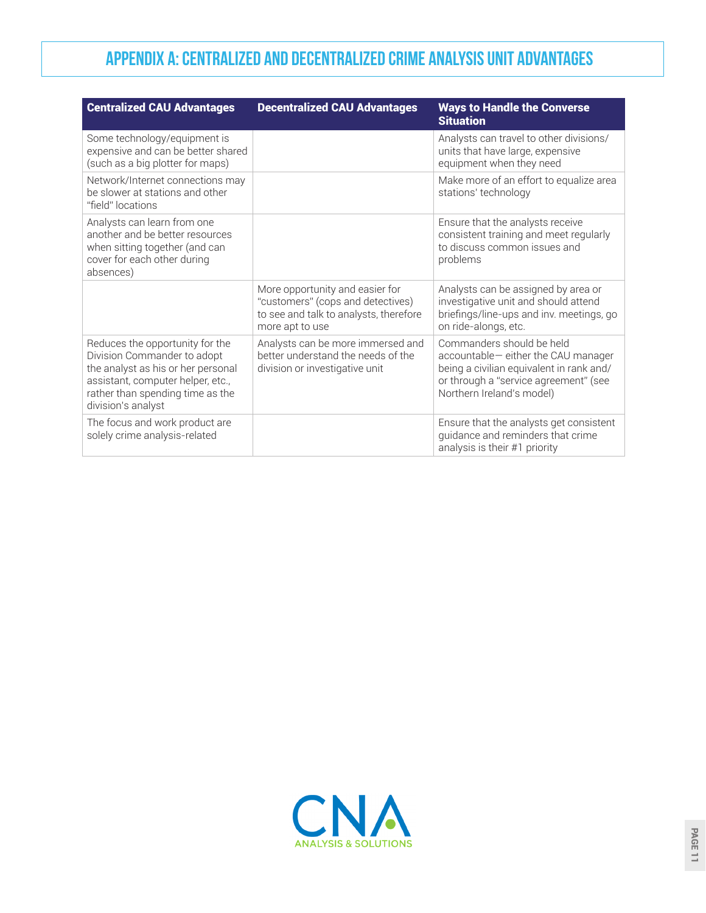# Appendix A: Centralized and Decentralized Crime Analysis Unit Advantages

| Centralized CAU Advantages | Decentralized CAU Advantages | Ways to Handle the Converse Situation |
|---|---|---|
| Some technology/equipment is expensive and can be better shared (such as a big plotter for maps) | | Analysts can travel to other divisions/ units that have large, expensive equipment when they need |
| Network/Internet connections may be slower at stations and other "field" locations | | Make more of an effort to equalize area stations' technology |
| Analysts can learn from one another and be better resources when sitting together (and can cover for each other during absences) | | Ensure that the analysts receive consistent training and meet regularly to discuss common issues and problems |
| | More opportunity and easier for "customers" (cops and detectives) to see and talk to analysts, therefore more apt to use | Analysts can be assigned by area or investigative unit and should attend briefings/line-ups and inv. meetings, go on ride-alongs, etc. |
| Reduces the opportunity for the Division Commander to adopt the analyst as his or her personal assistant, computer helper, etc., rather than spending time as the division's analyst | Analysts can be more immersed and better understand the needs of the division or investigative unit | Commanders should be held accountable— either the CAU manager being a civilian equivalent in rank and/ or through a "service agreement" (see Northern Ireland's model) |
| The focus and work product are solely crime analysis-related | | Ensure that the analysts get consistent guidance and reminders that crime analysis is their #1 priority |

CNA
ANALYSIS & SOLUTIONS